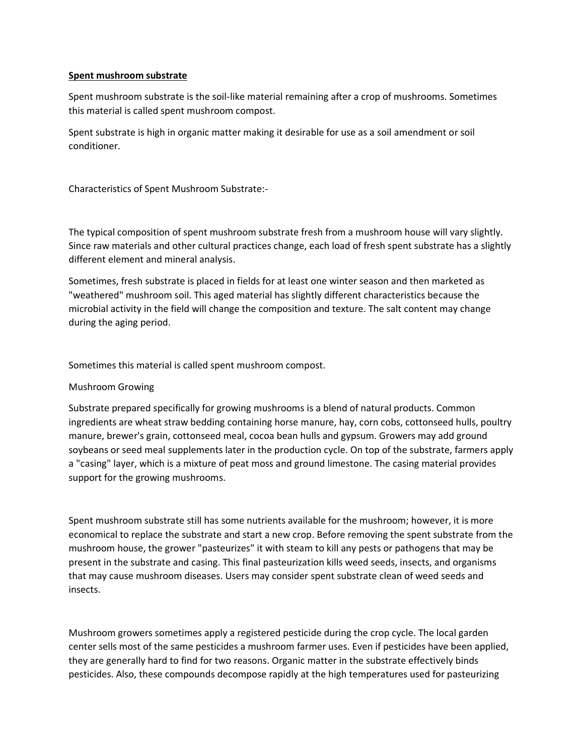**Spent mushroom substrate**

Spent mushroom substrate is the soil-like material remaining after a crop of mushrooms. Sometimes this material is called spent mushroom compost.

Spent substrate is high in organic matter making it desirable for use as a soil amendment or soil conditioner.

Characteristics of Spent Mushroom Substrate:-

The typical composition of spent mushroom substrate fresh from a mushroom house will vary slightly. Since raw materials and other cultural practices change, each load of fresh spent substrate has a slightly different element and mineral analysis.

Sometimes, fresh substrate is placed in fields for at least one winter season and then marketed as "weathered" mushroom soil. This aged material has slightly different characteristics because the microbial activity in the field will change the composition and texture. The salt content may change during the aging period.

Sometimes this material is called spent mushroom compost.

Mushroom Growing

Substrate prepared specifically for growing mushrooms is a blend of natural products. Common ingredients are wheat straw bedding containing horse manure, hay, corn cobs, cottonseed hulls, poultry manure, brewer's grain, cottonseed meal, cocoa bean hulls and gypsum. Growers may add ground soybeans or seed meal supplements later in the production cycle. On top of the substrate, farmers apply a "casing" layer, which is a mixture of peat moss and ground limestone. The casing material provides support for the growing mushrooms.

Spent mushroom substrate still has some nutrients available for the mushroom; however, it is more economical to replace the substrate and start a new crop. Before removing the spent substrate from the mushroom house, the grower "pasteurizes" it with steam to kill any pests or pathogens that may be present in the substrate and casing. This final pasteurization kills weed seeds, insects, and organisms that may cause mushroom diseases. Users may consider spent substrate clean of weed seeds and insects.

Mushroom growers sometimes apply a registered pesticide during the crop cycle. The local garden center sells most of the same pesticides a mushroom farmer uses. Even if pesticides have been applied, they are generally hard to find for two reasons. Organic matter in the substrate effectively binds pesticides. Also, these compounds decompose rapidly at the high temperatures used for pasteurizing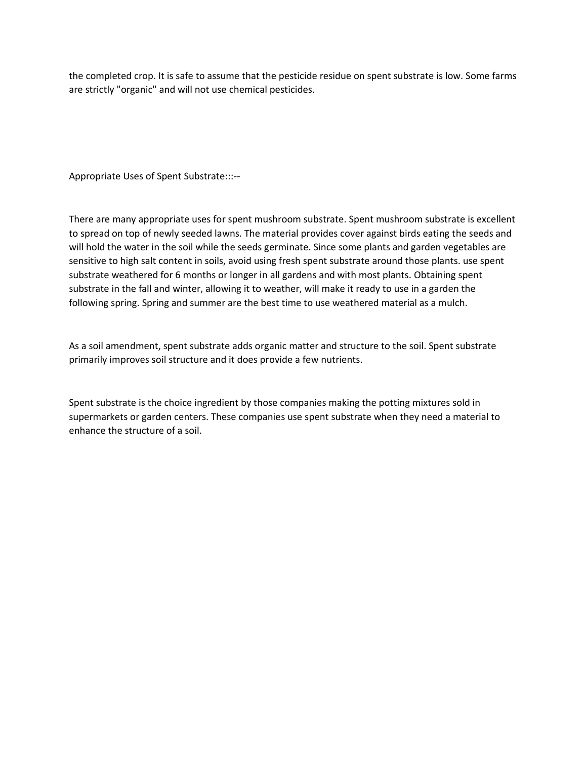the completed crop. It is safe to assume that the pesticide residue on spent substrate is low. Some farms are strictly "organic" and will not use chemical pesticides.

## Appropriate Uses of Spent Substrate:::--

There are many appropriate uses for spent mushroom substrate. Spent mushroom substrate is excellent to spread on top of newly seeded lawns. The material provides cover against birds eating the seeds and will hold the water in the soil while the seeds germinate. Since some plants and garden vegetables are sensitive to high salt content in soils, avoid using fresh spent substrate around those plants. use spent substrate weathered for 6 months or longer in all gardens and with most plants. Obtaining spent substrate in the fall and winter, allowing it to weather, will make it ready to use in a garden the following spring. Spring and summer are the best time to use weathered material as a mulch.

As a soil amendment, spent substrate adds organic matter and structure to the soil. Spent substrate primarily improves soil structure and it does provide a few nutrients.

Spent substrate is the choice ingredient by those companies making the potting mixtures sold in supermarkets or garden centers. These companies use spent substrate when they need a material to enhance the structure of a soil.